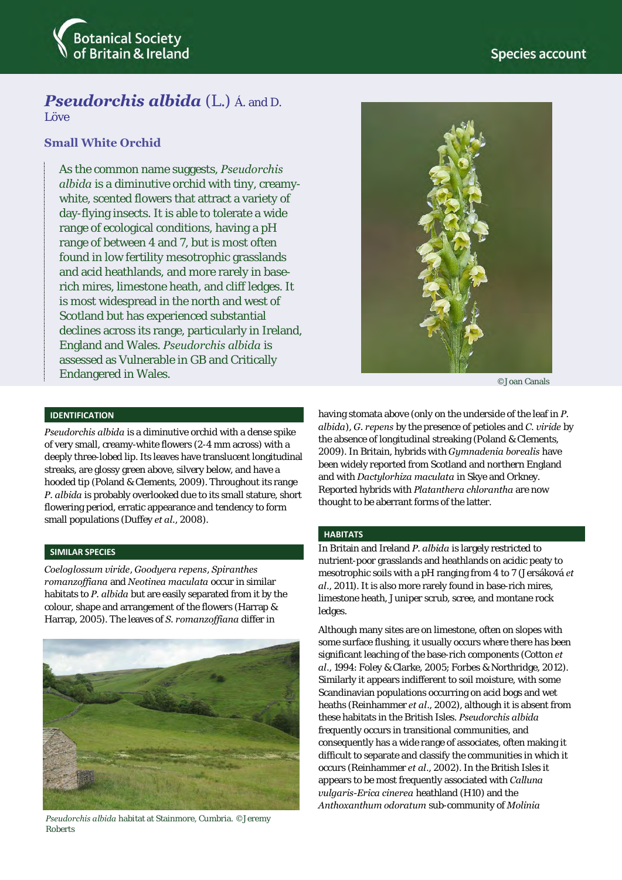Botanical Society of Britain & Ireland

Species account

# *Pseudorchis albida* (L.) Á. and D. Löve

## Small White Orchid

As the common name suggests, *Pseudorchis albida* is a diminutive orchid with tiny, creamy-white, scented flowers that attract a variety of day-flying insects. It is able to tolerate a wide range of ecological conditions, having a pH range of between 4 and 7, but is most often found in low fertility mesotrophic grasslands and acid heathlands, and more rarely in base-rich mires, limestone heath, and cliff ledges. It is most widespread in the north and west of Scotland but has experienced substantial declines across its range, particularly in Ireland, England and Wales. *Pseudorchis albida* is assessed as Vulnerable in GB and Critically Endangered in Wales.

©Joan Canals

### IDENTIFICATION

*Pseudorchis albida* is a diminutive orchid with a dense spike of very small, creamy-white flowers (2-4 mm across) with a deeply three-lobed lip. Its leaves have translucent longitudinal streaks, are glossy green above, silvery below, and have a hooded tip (Poland & Clements, 2009). Throughout its range *P. albida* is probably overlooked due to its small stature, short flowering period, erratic appearance and tendency to form small populations (Duffey *et al.*, 2008).

### SIMILAR SPECIES

*Coeloglossum viride*, *Goodyera repens*, *Spiranthes romanzoffiana* and *Neotinea maculata* occur in similar habitats to *P. albida* but are easily separated from it by the colour, shape and arrangement of the flowers (Harrap & Harrap, 2005). The leaves of *S. romanzoffiana* differ in having stomata above (only on the underside of the leaf in *P. albida*), *G. repens* by the presence of petioles and *C. viride* by the absence of longitudinal streaking (Poland & Clements, 2009). In Britain, hybrids with *Gymnadenia borealis* have been widely reported from Scotland and northern England and with *Dactylorhiza maculata* in Skye and Orkney. Reported hybrids with *Platanthera chlorantha* are now thought to be aberrant forms of the latter.

*Pseudorchis albida* habitat at Stainmore, Cumbria. ©Jeremy Roberts

### HABITATS

In Britain and Ireland *P. albida* is largely restricted to nutrient-poor grasslands and heathlands on acidic peaty to mesotrophic soils with a pH ranging from 4 to 7 (Jersáková *et al.*, 2011). It is also more rarely found in base-rich mires, limestone heath, Juniper scrub, scree, and montane rock ledges.

Although many sites are on limestone, often on slopes with some surface flushing, it usually occurs where there has been significant leaching of the base-rich components (Cotton *et al.*, 1994: Foley & Clarke, 2005; Forbes & Northridge, 2012). Similarly it appears indifferent to soil moisture, with some Scandinavian populations occurring on acid bogs and wet heaths (Reinhammer *et al.*, 2002), although it is absent from these habitats in the British Isles. *Pseudorchis albida* frequently occurs in transitional communities, and consequently has a wide range of associates, often making it difficult to separate and classify the communities in which it occurs (Reinhammer *et al.*, 2002). In the British Isles it appears to be most frequently associated with *Calluna vulgaris-Erica cinerea* heathland (H10) and the *Anthoxanthum odoratum* sub-community of *Molinia*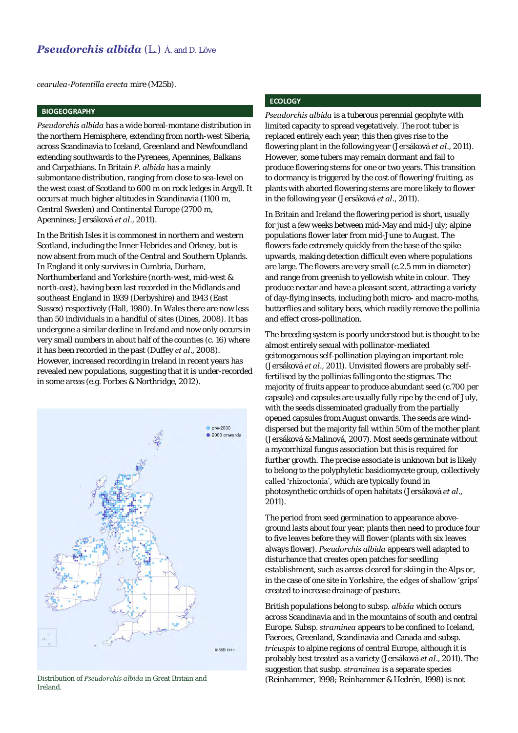cearulea-Potentilla erecta mire (M25b).

## BIOGEOGRAPHY

*Pseudorchis albida* has a wide boreal-montane distribution in the northern Hemisphere, extending from north-west Siberia, across Scandinavia to Iceland, Greenland and Newfoundland extending southwards to the Pyrenees, Apennines, Balkans and Carpathians. In Britain *P. albida* has a mainly submontane distribution, ranging from close to sea-level on the west coast of Scotland to 600 m on rock ledges in Argyll. It occurs at much higher altitudes in Scandinavia (1100 m, Central Sweden) and Continental Europe (2700 m, Apennines; Jersáková *et al.*, 2011).

In the British Isles it is commonest in northern and western Scotland, including the Inner Hebrides and Orkney, but is now absent from much of the Central and Southern Uplands. In England it only survives in Cumbria, Durham, Northumberland and Yorkshire (north-west, mid-west & north-east), having been last recorded in the Midlands and southeast England in 1939 (Derbyshire) and 1943 (East Sussex) respectively (Hall, 1980). In Wales there are now less than 50 individuals in a handful of sites (Dines, 2008). It has undergone a similar decline in Ireland and now only occurs in very small numbers in about half of the counties (c. 16) where it has been recorded in the past (Duffey *et al.*, 2008). However, increased recording in Ireland in recent years has revealed new populations, suggesting that it is under-recorded in some areas (e.g. Forbes & Northridge, 2012).

pre-2000
2000 onwards
© BSBI 2014

Distribution of *Pseudorchis albida* in Great Britain and Ireland.

## ECOLOGY

*Pseudorchis albida* is a tuberous perennial geophyte with limited capacity to spread vegetatively. The root tuber is replaced entirely each year; this then gives rise to the flowering plant in the following year (Jersáková *et al.*, 2011). However, some tubers may remain dormant and fail to produce flowering stems for one or two years. This transition to dormancy is triggered by the cost of flowering/fruiting, as plants with aborted flowering stems are more likely to flower in the following year (Jersáková *et al.*, 2011).

In Britain and Ireland the flowering period is short, usually for just a few weeks between mid-May and mid-July; alpine populations flower later from mid-June to August. The flowers fade extremely quickly from the base of the spike upwards, making detection difficult even where populations are large. The flowers are very small (c.2.5 mm in diameter) and range from greenish to yellowish white in colour. They produce nectar and have a pleasant scent, attracting a variety of day-flying insects, including both micro- and macro-moths, butterflies and solitary bees, which readily remove the pollinia and effect cross-pollination.

The breeding system is poorly understood but is thought to be almost entirely sexual with pollinator-mediated geitonogamous self-pollination playing an important role (Jersáková *et al.*, 2011). Unvisited flowers are probably self-fertilised by the pollinias falling onto the stigmas. The majority of fruits appear to produce abundant seed (c.700 per capsule) and capsules are usually fully ripe by the end of July, with the seeds disseminated gradually from the partially opened capsules from August onwards. The seeds are wind-dispersed but the majority fall within 50m of the mother plant (Jersáková & Malinová, 2007). Most seeds germinate without a mycorrhizal fungus association but this is required for further growth. The precise associate is unknown but is likely to belong to the polyphyletic basidiomycete group, collectively called 'rhizoctonia', which are typically found in photosynthetic orchids of open habitats (Jersáková *et al.*, 2011).

The period from seed germination to appearance above-ground lasts about four year; plants then need to produce four to five leaves before they will flower (plants with six leaves always flower). *Pseudorchis albida* appears well adapted to disturbance that creates open patches for seedling establishment, such as areas cleared for skiing in the Alps or, in the case of one site in Yorkshire, the edges of shallow 'grips' created to increase drainage of pasture.

British populations belong to subsp. *albida* which occurs across Scandinavia and in the mountains of south and central Europe. Subsp. *straminea* appears to be confined to Iceland, Faeroes, Greenland, Scandinavia and Canada and subsp. *tricuspis* to alpine regions of central Europe, although it is probably best treated as a variety (Jersáková *et al.*, 2011). The suggestion that subsp. *straminea* is a separate species (Reinhammer, 1998; Reinhammer & Hedrén, 1998) is not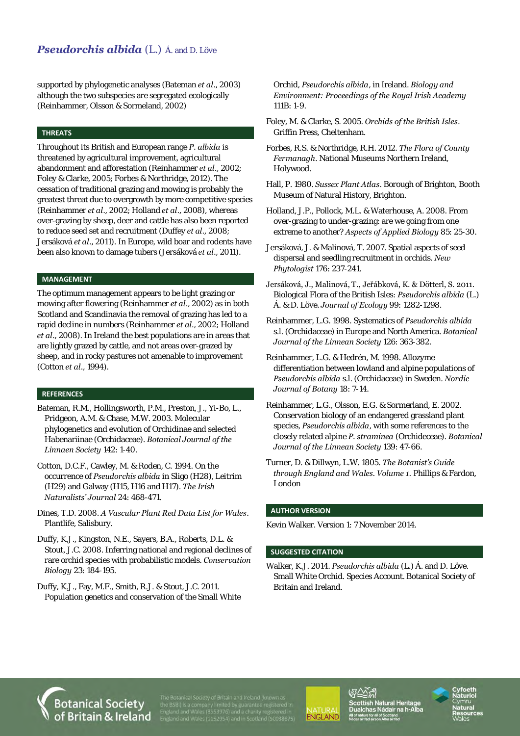supported by phylogenetic analyses (Bateman *et al*., 2003) although the two subspecies are segregated ecologically (Reinhammer, Olsson & Sormeland, 2002)

## THREATS

Throughout its British and European range *P. albida* is threatened by agricultural improvement, agricultural abandonment and afforestation (Reinhammer *et al*., 2002; Foley & Clarke, 2005; Forbes & Northridge, 2012). The cessation of traditional grazing and mowing is probably the greatest threat due to overgrowth by more competitive species (Reinhammer *et al*., 2002; Holland *et al*., 2008), whereas over-grazing by sheep, deer and cattle has also been reported to reduce seed set and recruitment (Duffey *et al*., 2008; Jersáková *et al*., 2011). In Europe, wild boar and rodents have been also known to damage tubers (Jersáková *et al*., 2011).

## MANAGEMENT

The optimum management appears to be light grazing or mowing after flowering (Reinhammer *et al*., 2002) as in both Scotland and Scandinavia the removal of grazing has led to a rapid decline in numbers (Reinhammer *et al*., 2002; Holland *et al*., 2008). In Ireland the best populations are in areas that are lightly grazed by cattle, and not areas over-grazed by sheep, and in rocky pastures not amenable to improvement (Cotton *et al*., 1994).

## REFERENCES

Bateman, R.M., Hollingsworth, P.M., Preston, J., Yi-Bo, L., Pridgeon, A.M. & Chase, M.W. 2003. Molecular phylogenetics and evolution of Orchidinae and selected Habenariinae (Orchidaceae). *Botanical Journal of the Linnaen Society* 142: 1-40.

Cotton, D.C.F., Cawley, M. & Roden, C. 1994. On the occurrence of *Pseudorchis albida* in Sligo (H28), Leitrim (H29) and Galway (H15, H16 and H17). *The Irish Naturalists' Journal* 24: 468-471.

Dines, T.D. 2008. *A Vascular Plant Red Data List for Wales*. Plantlife, Salisbury.

Duffy, K.J., Kingston, N.E., Sayers, B.A., Roberts, D.L. & Stout, J.C. 2008. Inferring national and regional declines of rare orchid species with probabilistic models. *Conservation Biology* 23: 184-195.

Duffy, K.J., Fay, M.F., Smith, R.J. & Stout, J.C. 2011. Population genetics and conservation of the Small White Orchid, *Pseudorchis albida*, in Ireland. *Biology and Environment: Proceedings of the Royal Irish Academy* 111B: 1-9.

Foley, M. & Clarke, S. 2005. *Orchids of the British Isles*. Griffin Press, Cheltenham.

Forbes, R.S. & Northridge, R.H. 2012. *The Flora of County Fermanagh*. National Museums Northern Ireland, Holywood.

Hall, P. 1980. *Sussex Plant Atlas*. Borough of Brighton, Booth Museum of Natural History, Brighton.

Holland, J.P., Pollock, M.L. & Waterhouse, A. 2008. From over-grazing to under-grazing: are we going from one extreme to another? *Aspects of Applied Biology* 85: 25-30.

Jersáková, J. & Malinová, T. 2007. Spatial aspects of seed dispersal and seedling recruitment in orchids. *New Phytologist* 176: 237-241.

Jersáková, J., Malinová, T., Jeřábková, K. & Dötterl, S. 2011. Biological Flora of the British Isles: *Pseudorchis albida* (L.) Á. & D. Löve. *Journal of Ecology* 99: 1282-1298.

Reinhammer, L.G. 1998. Systematics of *Pseudorchis albida* s.l. (Orchidaceae) in Europe and North America. *Botanical Journal of the Linnean Society* 126: 363-382.

Reinhammer, L.G. & Hedrén, M. 1998. Allozyme differentiation between lowland and alpine populations of *Pseudorchis albida* s.l. (Orchidaceae) in Sweden. *Nordic Journal of Botany* 18: 7-14.

Reinhammer, L.G., Olsson, E.G. & Sormerland, E. 2002. Conservation biology of an endangered grassland plant species, *Pseudorchis albida*, with some references to the closely related alpine *P. straminea* (Orchideceae). *Botanical Journal of the Linnean Society* 139: 47-66.

Turner, D. & Dillwyn, L.W. 1805. *The Botanist's Guide through England and Wales. Volume 1*. Phillips & Fardon, London

## AUTHOR VERSION

Kevin Walker. Version 1: 7 November 2014.

## SUGGESTED CITATION

Walker, K.J. 2014. *Pseudorchis albida* (L.) Á. and D. Löve. Small White Orchid. Species Account. Botanical Society of Britain and Ireland.

The Botanical Society of Britain and Ireland (known as the BSBI) is a company limited by guarantee registered in England and Wales (8553976) and a charity registered in England and Wales (1152954) and in Scotland (SC038675)